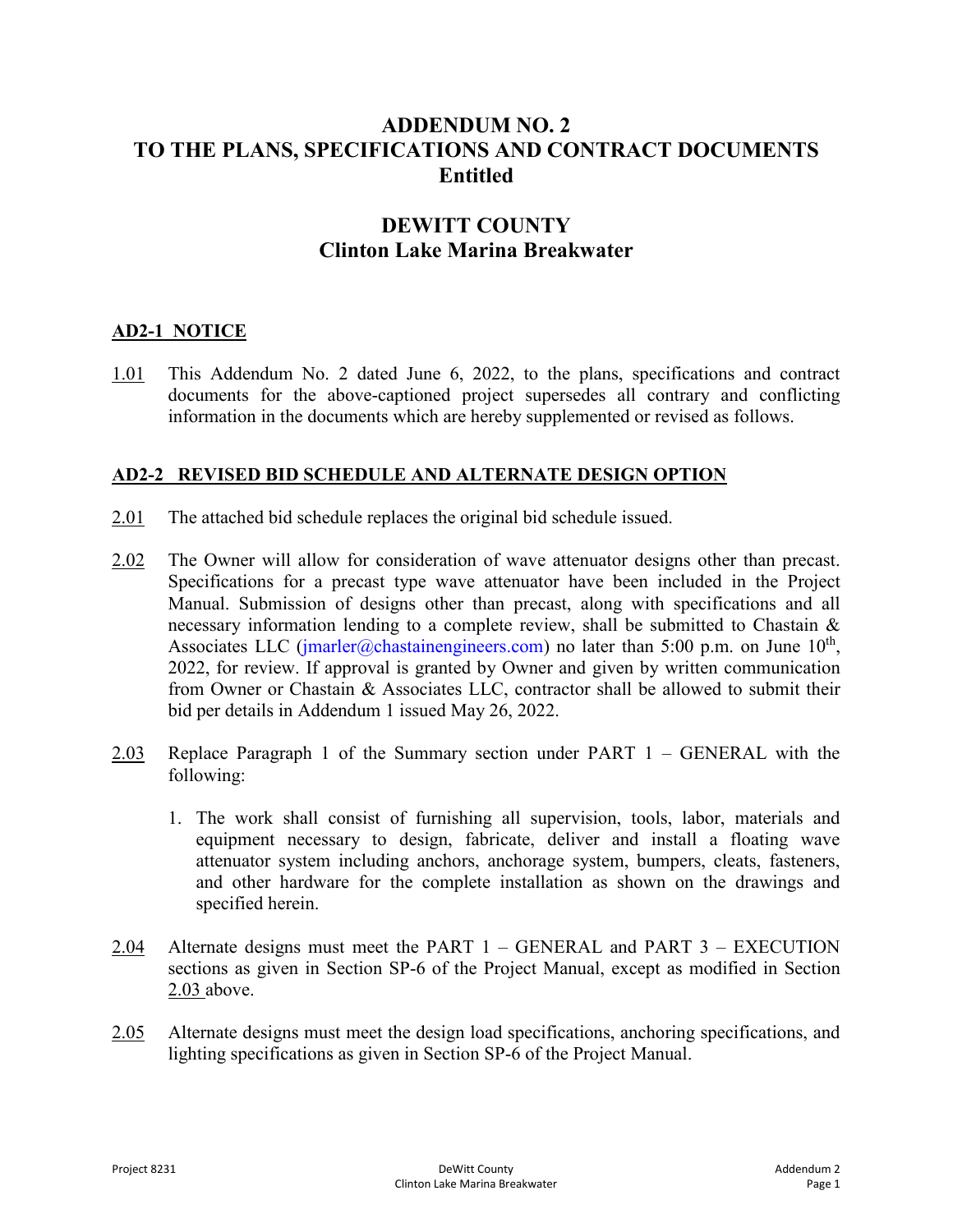# ADDENDUM NO. 2
# TO THE PLANS, SPECIFICATIONS AND CONTRACT DOCUMENTS
# Entitled

## DEWITT COUNTY
## Clinton Lake Marina Breakwater

### AD2-1 NOTICE

1.01 This Addendum No. 2 dated June 6, 2022, to the plans, specifications and contract documents for the above-captioned project supersedes all contrary and conflicting information in the documents which are hereby supplemented or revised as follows.

### AD2-2 REVISED BID SCHEDULE AND ALTERNATE DESIGN OPTION

2.01 The attached bid schedule replaces the original bid schedule issued.

2.02 The Owner will allow for consideration of wave attenuator designs other than precast. Specifications for a precast type wave attenuator have been included in the Project Manual. Submission of designs other than precast, along with specifications and all necessary information lending to a complete review, shall be submitted to Chastain & Associates LLC (jmarler@chastainengineers.com) no later than 5:00 p.m. on June 10th, 2022, for review. If approval is granted by Owner and given by written communication from Owner or Chastain & Associates LLC, contractor shall be allowed to submit their bid per details in Addendum 1 issued May 26, 2022.

2.03 Replace Paragraph 1 of the Summary section under PART 1 – GENERAL with the following:

1. The work shall consist of furnishing all supervision, tools, labor, materials and equipment necessary to design, fabricate, deliver and install a floating wave attenuator system including anchors, anchorage system, bumpers, cleats, fasteners, and other hardware for the complete installation as shown on the drawings and specified herein.

2.04 Alternate designs must meet the PART 1 – GENERAL and PART 3 – EXECUTION sections as given in Section SP-6 of the Project Manual, except as modified in Section 2.03 above.

2.05 Alternate designs must meet the design load specifications, anchoring specifications, and lighting specifications as given in Section SP-6 of the Project Manual.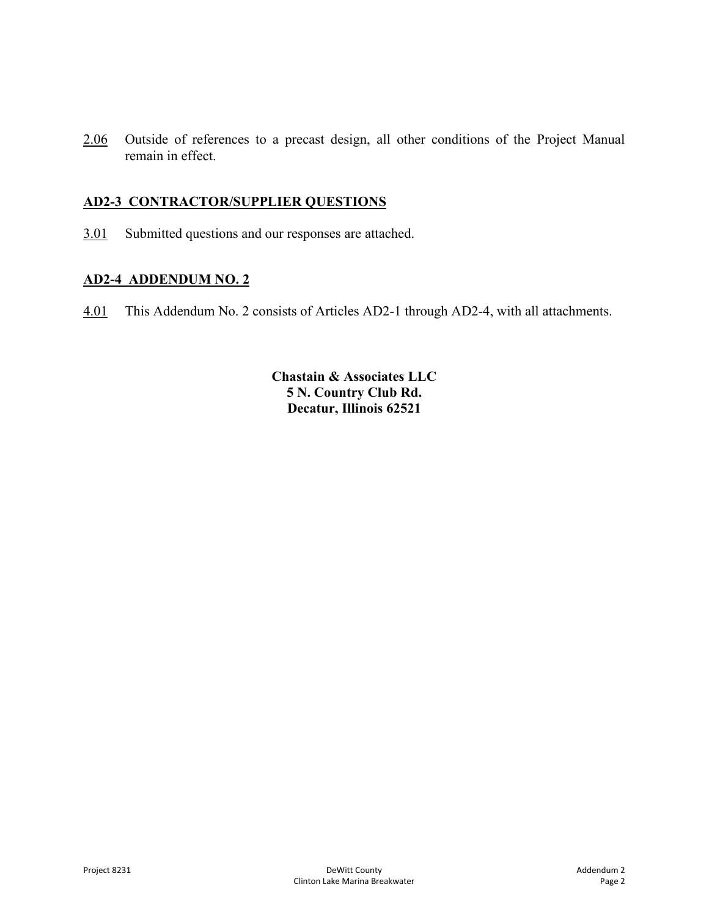2.06 Outside of references to a precast design, all other conditions of the Project Manual remain in effect.

## AD2-3 CONTRACTOR/SUPPLIER QUESTIONS

3.01 Submitted questions and our responses are attached.

## AD2-4 ADDENDUM NO. 2

4.01 This Addendum No. 2 consists of Articles AD2-1 through AD2-4, with all attachments.

**Chastain & Associates LLC**
**5 N. Country Club Rd.**
**Decatur, Illinois 62521**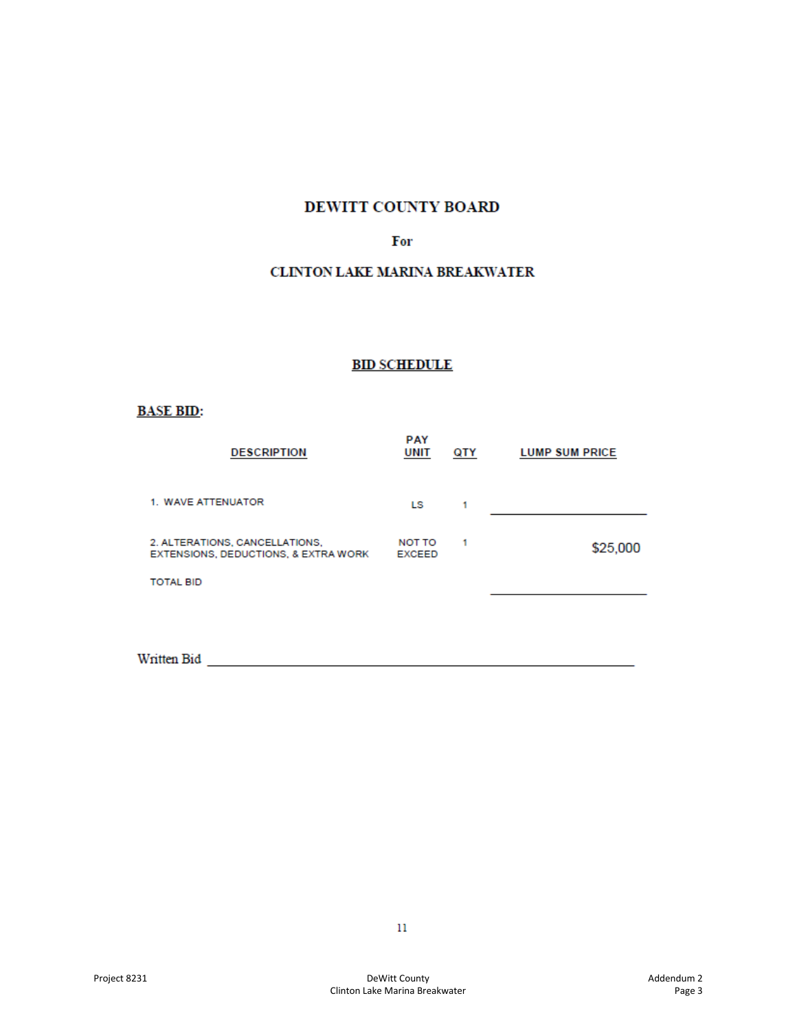# DEWITT COUNTY BOARD

For

## CLINTON LAKE MARINA BREAKWATER

### BID SCHEDULE

**BASE BID:**

| DESCRIPTION | PAY UNIT | QTY | LUMP SUM PRICE |
|---|---|---|---|
| 1. WAVE ATTENUATOR | LS | 1 | ______________________ |
| 2. ALTERATIONS, CANCELLATIONS, EXTENSIONS, DEDUCTIONS, & EXTRA WORK | NOT TO EXCEED | 1 | $25,000 |
| TOTAL BID | | | ______________________ |

Written Bid ____________________________________________________________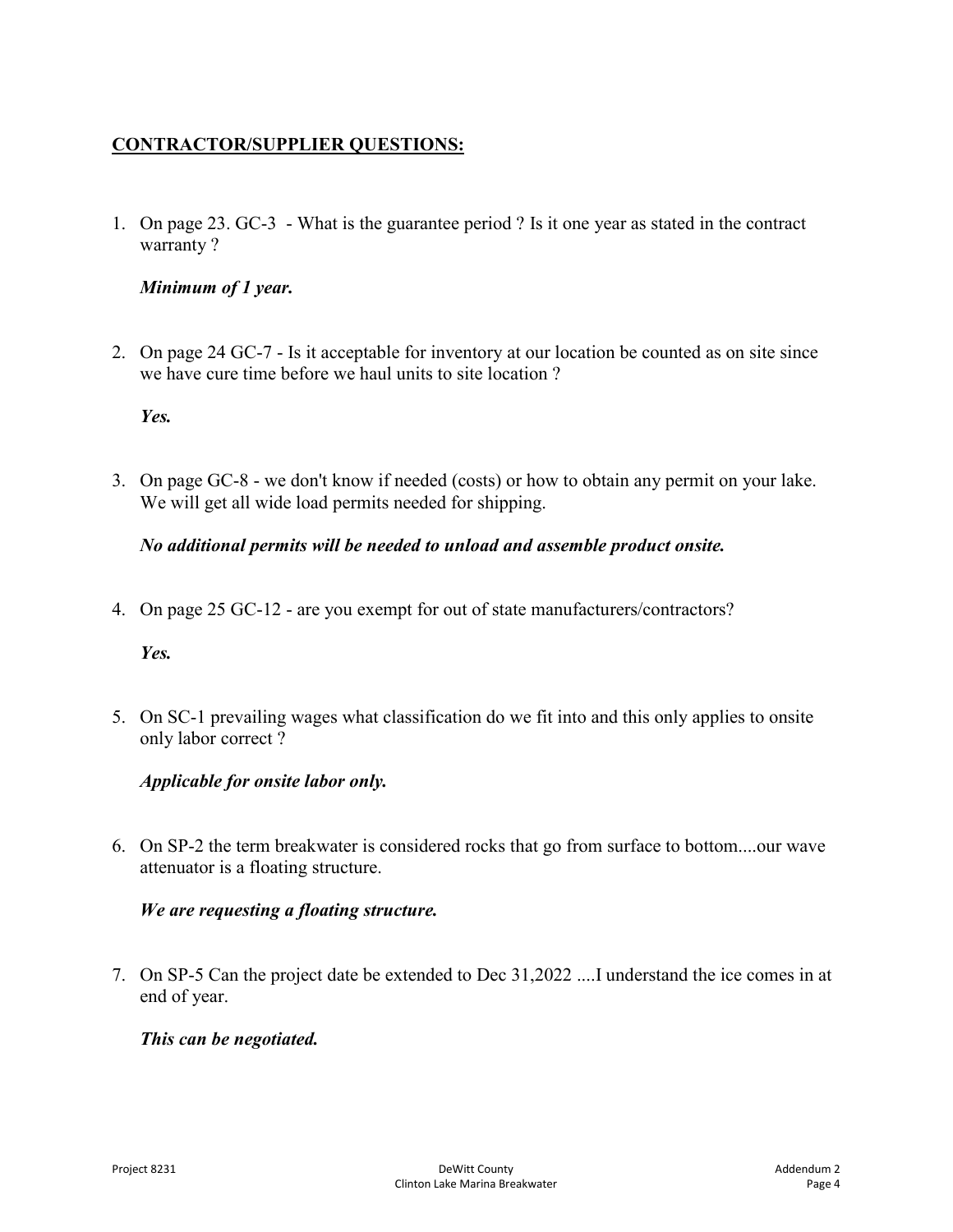## CONTRACTOR/SUPPLIER QUESTIONS:

1. On page 23. GC-3 - What is the guarantee period ? Is it one year as stated in the contract warranty ?

   ***Minimum of 1 year.***

2. On page 24 GC-7 - Is it acceptable for inventory at our location be counted as on site since we have cure time before we haul units to site location ?

   ***Yes.***

3. On page GC-8 - we don't know if needed (costs) or how to obtain any permit on your lake. We will get all wide load permits needed for shipping.

   ***No additional permits will be needed to unload and assemble product onsite.***

4. On page 25 GC-12 - are you exempt for out of state manufacturers/contractors?

   ***Yes.***

5. On SC-1 prevailing wages what classification do we fit into and this only applies to onsite only labor correct ?

   ***Applicable for onsite labor only.***

6. On SP-2 the term breakwater is considered rocks that go from surface to bottom....our wave attenuator is a floating structure.

   ***We are requesting a floating structure.***

7. On SP-5 Can the project date be extended to Dec 31,2022 ....I understand the ice comes in at end of year.

   ***This can be negotiated.***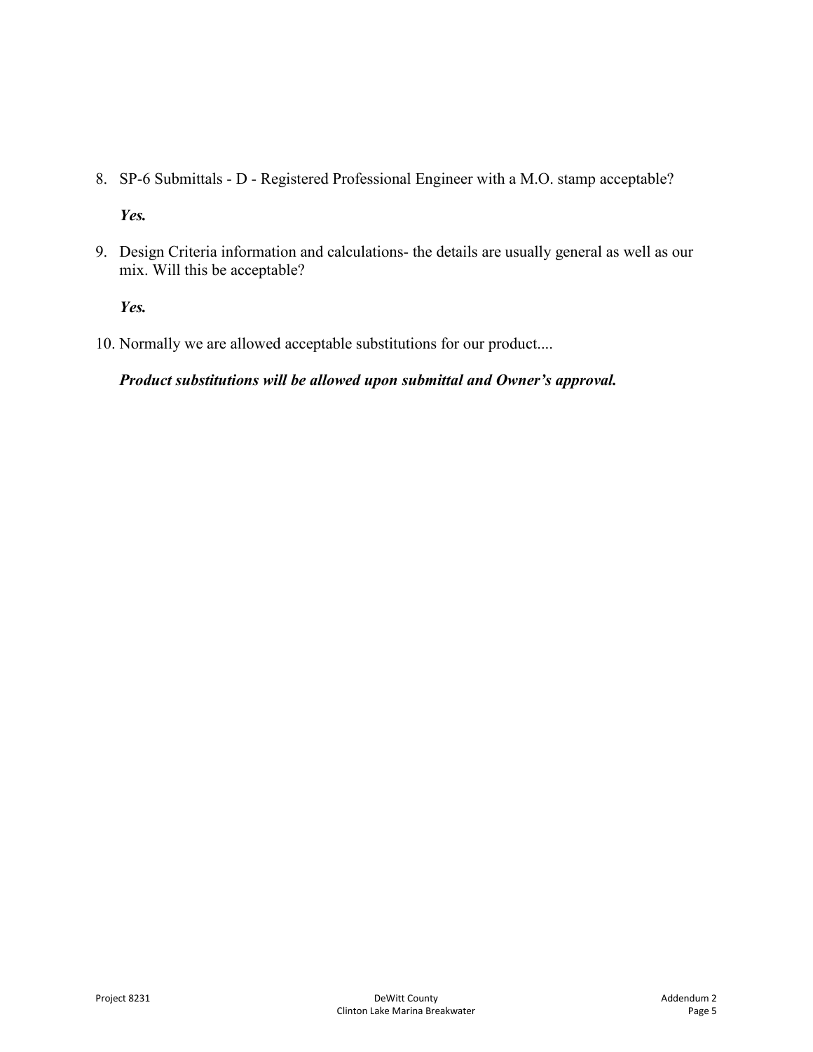8. SP-6 Submittals - D - Registered Professional Engineer with a M.O. stamp acceptable?

   ***Yes.***

9. Design Criteria information and calculations- the details are usually general as well as our mix. Will this be acceptable?

   ***Yes.***

10. Normally we are allowed acceptable substitutions for our product....

    ***Product substitutions will be allowed upon submittal and Owner's approval.***